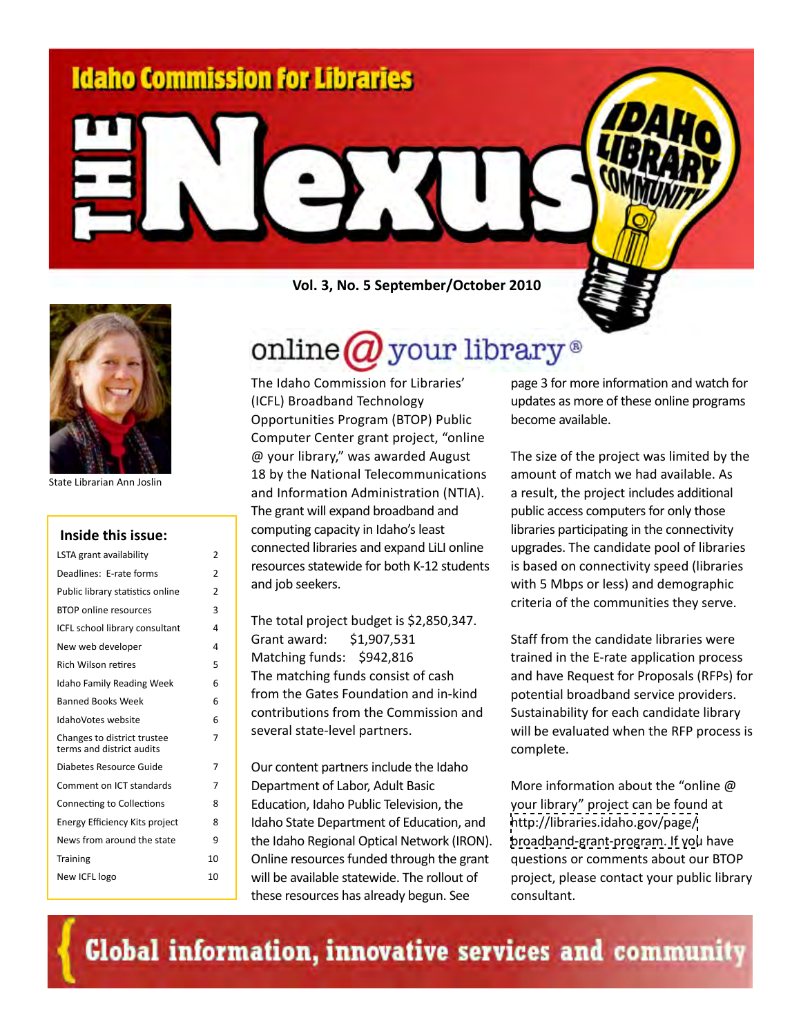# Idaho Commission for Libraries

# The Nexus

Idaho Library Community

**Vol. 3, No. 5 September/October 2010**

State Librarian Ann Joslin

## Inside this issue:

| | |
|---|---|
| LSTA grant availability | 2 |
| Deadlines: E-rate forms | 2 |
| Public library statistics online | 2 |
| BTOP online resources | 3 |
| ICFL school library consultant | 4 |
| New web developer | 4 |
| Rich Wilson retires | 5 |
| Idaho Family Reading Week | 6 |
| Banned Books Week | 6 |
| IdahoVotes website | 6 |
| Changes to district trustee terms and district audits | 7 |
| Diabetes Resource Guide | 7 |
| Comment on ICT standards | 7 |
| Connecting to Collections | 8 |
| Energy Efficiency Kits project | 8 |
| News from around the state | 9 |
| Training | 10 |
| New ICFL logo | 10 |

## online @ your library®

The Idaho Commission for Libraries' (ICFL) Broadband Technology Opportunities Program (BTOP) Public Computer Center grant project, "online @ your library," was awarded August 18 by the National Telecommunications and Information Administration (NTIA). The grant will expand broadband and computing capacity in Idaho's least connected libraries and expand LiLI online resources statewide for both K-12 students and job seekers.

The total project budget is $2,850,347.
Grant award: $1,907,531
Matching funds: $942,816
The matching funds consist of cash from the Gates Foundation and in-kind contributions from the Commission and several state-level partners.

Our content partners include the Idaho Department of Labor, Adult Basic Education, Idaho Public Television, the Idaho State Department of Education, and the Idaho Regional Optical Network (IRON). Online resources funded through the grant will be available statewide. The rollout of these resources has already begun. See page 3 for more information and watch for updates as more of these online programs become available.

The size of the project was limited by the amount of match we had available. As a result, the project includes additional public access computers for only those libraries participating in the connectivity upgrades. The candidate pool of libraries is based on connectivity speed (libraries with 5 Mbps or less) and demographic criteria of the communities they serve.

Staff from the candidate libraries were trained in the E-rate application process and have Request for Proposals (RFPs) for potential broadband service providers. Sustainability for each candidate library will be evaluated when the RFP process is complete.

More information about the "online @ your library" project can be found at http://libraries.idaho.gov/page/broadband-grant-program. If you have questions or comments about our BTOP project, please contact your public library consultant.

{ Global information, innovative services and community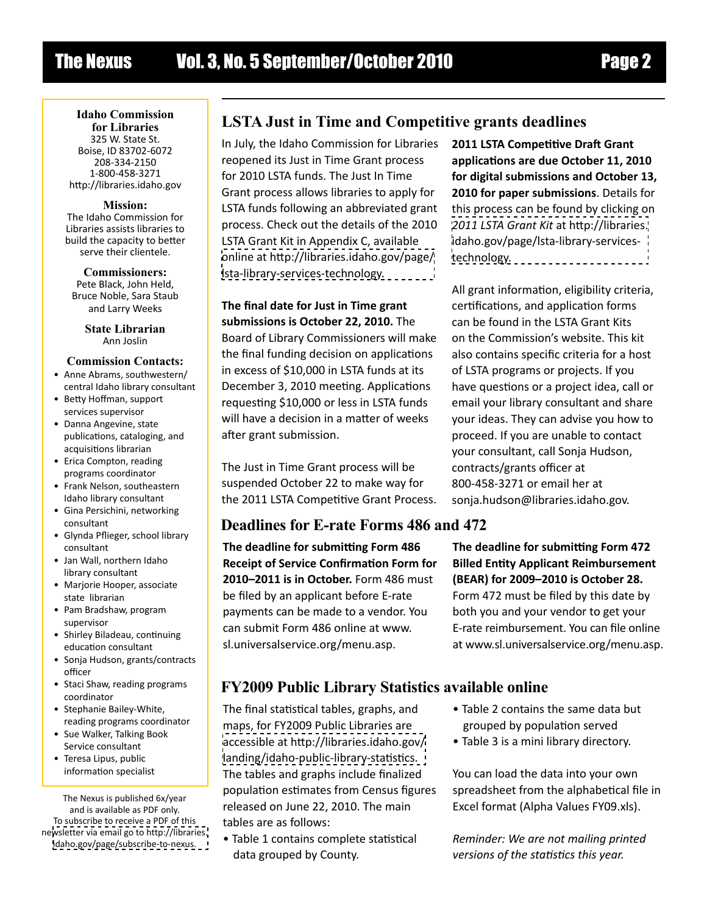**Idaho Commission for Libraries**
325 W. State St.
Boise, ID 83702-6072
208-334-2150
1-800-458-3271
http://libraries.idaho.gov

**Mission:**
The Idaho Commission for Libraries assists libraries to build the capacity to better serve their clientele.

**Commissioners:**
Pete Black, John Held, Bruce Noble, Sara Staub and Larry Weeks

**State Librarian**
Ann Joslin

**Commission Contacts:**

- Anne Abrams, southwestern/central Idaho library consultant
- Betty Hoffman, support services supervisor
- Danna Angevine, state publications, cataloging, and acquisitions librarian
- Erica Compton, reading programs coordinator
- Frank Nelson, southeastern Idaho library consultant
- Gina Persichini, networking consultant
- Glynda Pflieger, school library consultant
- Jan Wall, northern Idaho library consultant
- Marjorie Hooper, associate state librarian
- Pam Bradshaw, program supervisor
- Shirley Biladeau, continuing education consultant
- Sonja Hudson, grants/contracts officer
- Staci Shaw, reading programs coordinator
- Stephanie Bailey-White, reading programs coordinator
- Sue Walker, Talking Book Service consultant
- Teresa Lipus, public information specialist

The Nexus is published 6x/year and is available as PDF only. To subscribe to receive a PDF of this newsletter via email go to http://libraries.idaho.gov/page/subscribe-to-nexus.

## LSTA Just in Time and Competitive grants deadlines

In July, the Idaho Commission for Libraries reopened its Just in Time Grant process for 2010 LSTA funds. The Just In Time Grant process allows libraries to apply for LSTA funds following an abbreviated grant process. Check out the details of the 2010 LSTA Grant Kit in Appendix C, available online at http://libraries.idaho.gov/page/lsta-library-services-technology.

**The final date for Just in Time grant submissions is October 22, 2010.** The Board of Library Commissioners will make the final funding decision on applications in excess of $10,000 in LSTA funds at its December 3, 2010 meeting. Applications requesting $10,000 or less in LSTA funds will have a decision in a matter of weeks after grant submission.

The Just in Time Grant process will be suspended October 22 to make way for the 2011 LSTA Competitive Grant Process.

**2011 LSTA Competitive Draft Grant applications are due October 11, 2010 for digital submissions and October 13, 2010 for paper submissions**. Details for this process can be found by clicking on *2011 LSTA Grant Kit* at http://libraries.idaho.gov/page/lsta-library-services-technology.

All grant information, eligibility criteria, certifications, and application forms can be found in the LSTA Grant Kits on the Commission's website. This kit also contains specific criteria for a host of LSTA programs or projects. If you have questions or a project idea, call or email your library consultant and share your ideas. They can advise you how to proceed. If you are unable to contact your consultant, call Sonja Hudson, contracts/grants officer at 800-458-3271 or email her at sonja.hudson@libraries.idaho.gov.

## Deadlines for E-rate Forms 486 and 472

**The deadline for submitting Form 486 Receipt of Service Confirmation Form for 2010–2011 is in October.** Form 486 must be filed by an applicant before E-rate payments can be made to a vendor. You can submit Form 486 online at www.sl.universalservice.org/menu.asp.

**The deadline for submitting Form 472 Billed Entity Applicant Reimbursement (BEAR) for 2009–2010 is October 28.** Form 472 must be filed by this date by both you and your vendor to get your E-rate reimbursement. You can file online at www.sl.universalservice.org/menu.asp.

## FY2009 Public Library Statistics available online

The final statistical tables, graphs, and maps, for FY2009 Public Libraries are accessible at http://libraries.idaho.gov/landing/idaho-public-library-statistics. The tables and graphs include finalized population estimates from Census figures released on June 22, 2010. The main tables are as follows:

- Table 1 contains complete statistical data grouped by County.
- Table 2 contains the same data but grouped by population served
- Table 3 is a mini library directory.

You can load the data into your own spreadsheet from the alphabetical file in Excel format (Alpha Values FY09.xls).

*Reminder: We are not mailing printed versions of the statistics this year.*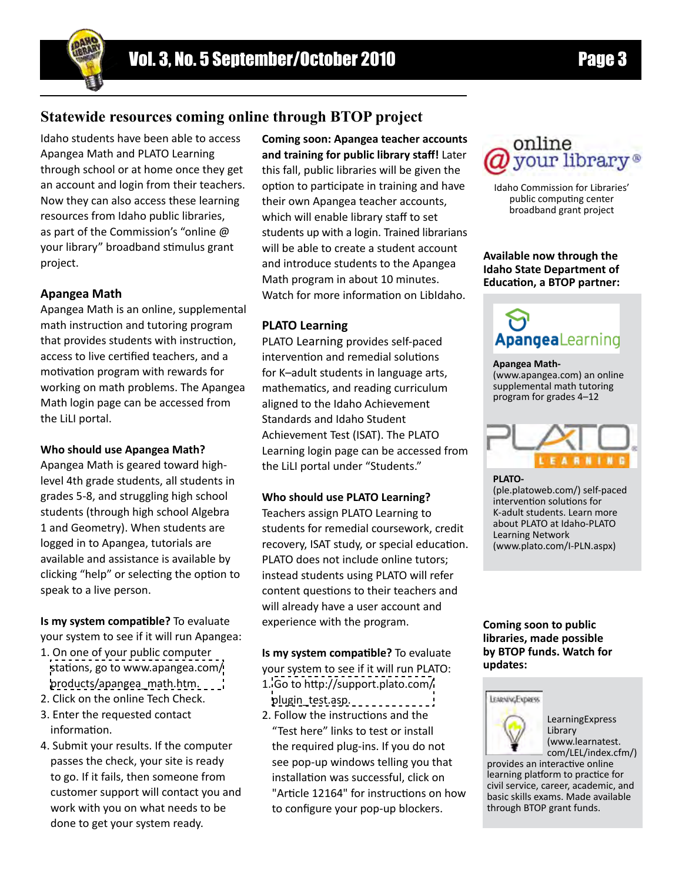## Statewide resources coming online through BTOP project

Idaho students have been able to access Apangea Math and PLATO Learning through school or at home once they get an account and login from their teachers. Now they can also access these learning resources from Idaho public libraries, as part of the Commission's "online @ your library" broadband stimulus grant project.

### Apangea Math

Apangea Math is an online, supplemental math instruction and tutoring program that provides students with instruction, access to live certified teachers, and a motivation program with rewards for working on math problems. The Apangea Math login page can be accessed from the LiLI portal.

**Who should use Apangea Math?**

Apangea Math is geared toward high-level 4th grade students, all students in grades 5-8, and struggling high school students (through high school Algebra 1 and Geometry). When students are logged in to Apangea, tutorials are available and assistance is available by clicking "help" or selecting the option to speak to a live person.

**Is my system compatible?** To evaluate your system to see if it will run Apangea:

1. On one of your public computer stations, go to www.apangea.com/products/apangea_math.htm.
2. Click on the online Tech Check.
3. Enter the requested contact information.
4. Submit your results. If the computer passes the check, your site is ready to go. If it fails, then someone from customer support will contact you and work with you on what needs to be done to get your system ready.

**Coming soon: Apangea teacher accounts and training for public library staff!** Later this fall, public libraries will be given the option to participate in training and have their own Apangea teacher accounts, which will enable library staff to set students up with a login. Trained librarians will be able to create a student account and introduce students to the Apangea Math program in about 10 minutes. Watch for more information on LibIdaho.

### PLATO Learning

PLATO Learning provides self-paced intervention and remedial solutions for K–adult students in language arts, mathematics, and reading curriculum aligned to the Idaho Achievement Standards and Idaho Student Achievement Test (ISAT). The PLATO Learning login page can be accessed from the LiLI portal under "Students."

**Who should use PLATO Learning?**

Teachers assign PLATO Learning to students for remedial coursework, credit recovery, ISAT study, or special education. PLATO does not include online tutors; instead students using PLATO will refer content questions to their teachers and will already have a user account and experience with the program.

**Is my system compatible?** To evaluate your system to see if it will run PLATO:

1. Go to http://support.plato.com/plugin_test.asp.
2. Follow the instructions and the "Test here" links to test or install the required plug-ins. If you do not see pop-up windows telling you that installation was successful, click on "Article 12164" for instructions on how to configure your pop-up blockers.

---

online @ your library®

Idaho Commission for Libraries' public computing center broadband grant project

**Available now through the Idaho State Department of Education, a BTOP partner:**

**Apangea Math-** (www.apangea.com) an online supplemental math tutoring program for grades 4–12

**PLATO-** (ple.platoweb.com/) self-paced intervention solutions for K-adult students. Learn more about PLATO at Idaho-PLATO Learning Network (www.plato.com/I-PLN.aspx)

**Coming soon to public libraries, made possible by BTOP funds. Watch for updates:**

LearningExpress Library (www.learnatest.com/LEL/index.cfm/) provides an interactive online learning platform to practice for civil service, career, academic, and basic skills exams. Made available through BTOP grant funds.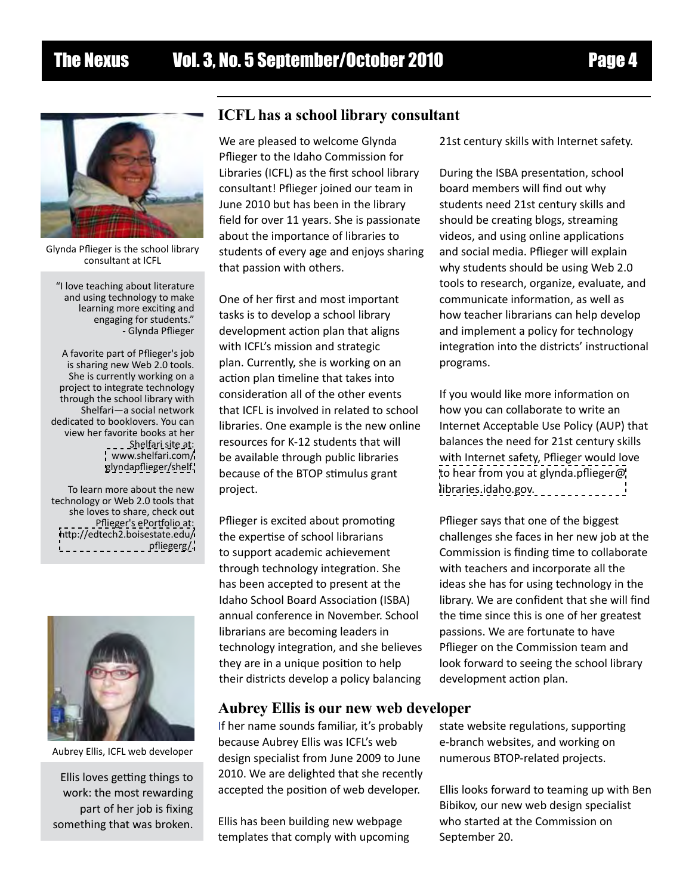## ICFL has a school library consultant

We are pleased to welcome Glynda Pflieger to the Idaho Commission for Libraries (ICFL) as the first school library consultant! Pflieger joined our team in June 2010 but has been in the library field for over 11 years. She is passionate about the importance of libraries to students of every age and enjoys sharing that passion with others.

One of her first and most important tasks is to develop a school library development action plan that aligns with ICFL's mission and strategic plan. Currently, she is working on an action plan timeline that takes into consideration all of the other events that ICFL is involved in related to school libraries. One example is the new online resources for K-12 students that will be available through public libraries because of the BTOP stimulus grant project.

Pflieger is excited about promoting the expertise of school librarians to support academic achievement through technology integration. She has been accepted to present at the Idaho School Board Association (ISBA) annual conference in November. School librarians are becoming leaders in technology integration, and she believes they are in a unique position to help their districts develop a policy balancing 21st century skills with Internet safety.

During the ISBA presentation, school board members will find out why students need 21st century skills and should be creating blogs, streaming videos, and using online applications and social media. Pflieger will explain why students should be using Web 2.0 tools to research, organize, evaluate, and communicate information, as well as how teacher librarians can help develop and implement a policy for technology integration into the districts' instructional programs.

If you would like more information on how you can collaborate to write an Internet Acceptable Use Policy (AUP) that balances the need for 21st century skills with Internet safety, Pflieger would love to hear from you at glynda.pflieger@libraries.idaho.gov.

Pflieger says that one of the biggest challenges she faces in her new job at the Commission is finding time to collaborate with teachers and incorporate all the ideas she has for using technology in the library. We are confident that she will find the time since this is one of her greatest passions. We are fortunate to have Pflieger on the Commission team and look forward to seeing the school library development action plan.

Glynda Pflieger is the school library consultant at ICFL

"I love teaching about literature and using technology to make learning more exciting and engaging for students."
- Glynda Pflieger

A favorite part of Pflieger's job is sharing new Web 2.0 tools. She is currently working on a project to integrate technology through the school library with Shelfari—a social network dedicated to booklovers. You can view her favorite books at her Shelfari site at: www.shelfari.com/glyndapflieger/shelf

To learn more about the new technology or Web 2.0 tools that she loves to share, check out Pflieger's ePortfolio at: http://edtech2.boisestate.edu/pfliegerg/

## Aubrey Ellis is our new web developer

If her name sounds familiar, it's probably because Aubrey Ellis was ICFL's web design specialist from June 2009 to June 2010. We are delighted that she recently accepted the position of web developer.

Ellis has been building new webpage templates that comply with upcoming state website regulations, supporting e-branch websites, and working on numerous BTOP-related projects.

Ellis looks forward to teaming up with Ben Bibikov, our new web design specialist who started at the Commission on September 20.

Aubrey Ellis, ICFL web developer

Ellis loves getting things to work: the most rewarding part of her job is fixing something that was broken.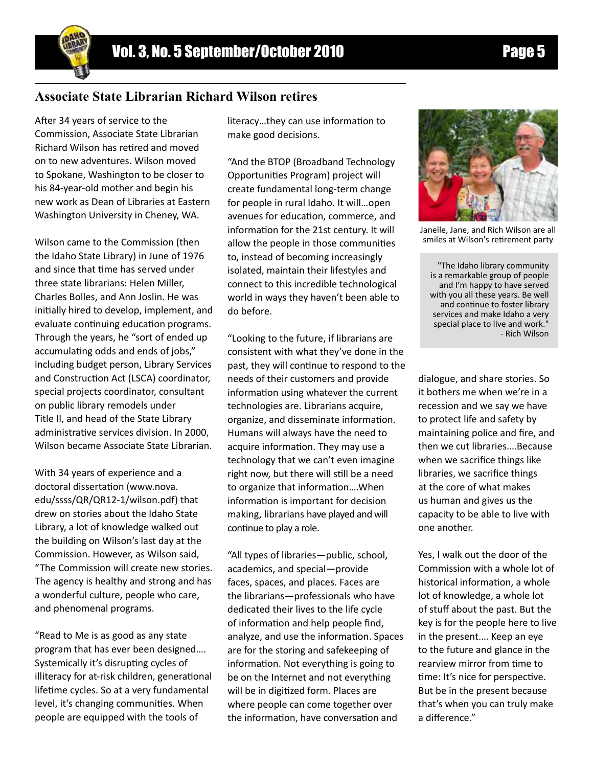## Associate State Librarian Richard Wilson retires

After 34 years of service to the Commission, Associate State Librarian Richard Wilson has retired and moved on to new adventures. Wilson moved to Spokane, Washington to be closer to his 84-year-old mother and begin his new work as Dean of Libraries at Eastern Washington University in Cheney, WA.

Wilson came to the Commission (then the Idaho State Library) in June of 1976 and since that time has served under three state librarians: Helen Miller, Charles Bolles, and Ann Joslin. He was initially hired to develop, implement, and evaluate continuing education programs. Through the years, he "sort of ended up accumulating odds and ends of jobs," including budget person, Library Services and Construction Act (LSCA) coordinator, special projects coordinator, consultant on public library remodels under Title II, and head of the State Library administrative services division. In 2000, Wilson became Associate State Librarian.

With 34 years of experience and a doctoral dissertation (www.nova.edu/ssss/QR/QR12-1/wilson.pdf) that drew on stories about the Idaho State Library, a lot of knowledge walked out the building on Wilson's last day at the Commission. However, as Wilson said, "The Commission will create new stories. The agency is healthy and strong and has a wonderful culture, people who care, and phenomenal programs.

"Read to Me is as good as any state program that has ever been designed…. Systemically it's disrupting cycles of illiteracy for at-risk children, generational lifetime cycles. So at a very fundamental level, it's changing communities. When people are equipped with the tools of literacy…they can use information to make good decisions.

"And the BTOP (Broadband Technology Opportunities Program) project will create fundamental long-term change for people in rural Idaho. It will…open avenues for education, commerce, and information for the 21st century. It will allow the people in those communities to, instead of becoming increasingly isolated, maintain their lifestyles and connect to this incredible technological world in ways they haven't been able to do before.

"Looking to the future, if librarians are consistent with what they've done in the past, they will continue to respond to the needs of their customers and provide information using whatever the current technologies are. Librarians acquire, organize, and disseminate information. Humans will always have the need to acquire information. They may use a technology that we can't even imagine right now, but there will still be a need to organize that information….When information is important for decision making, librarians have played and will continue to play a role.

"All types of libraries—public, school, academics, and special—provide faces, spaces, and places. Faces are the librarians—professionals who have dedicated their lives to the life cycle of information and help people find, analyze, and use the information. Spaces are for the storing and safekeeping of information. Not everything is going to be on the Internet and not everything will be in digitized form. Places are where people can come together over the information, have conversation and dialogue, and share stories. So it bothers me when we're in a recession and we say we have to protect life and safety by maintaining police and fire, and then we cut libraries….Because when we sacrifice things like libraries, we sacrifice things at the core of what makes us human and gives us the capacity to be able to live with one another.

Yes, I walk out the door of the Commission with a whole lot of historical information, a whole lot of knowledge, a whole lot of stuff about the past. But the key is for the people here to live in the present…. Keep an eye to the future and glance in the rearview mirror from time to time: It's nice for perspective. But be in the present because that's when you can truly make a difference."

Janelle, Jane, and Rich Wilson are all smiles at Wilson's retirement party

> "The Idaho library community is a remarkable group of people and I'm happy to have served with you all these years. Be well and continue to foster library services and make Idaho a very special place to live and work."
> - Rich Wilson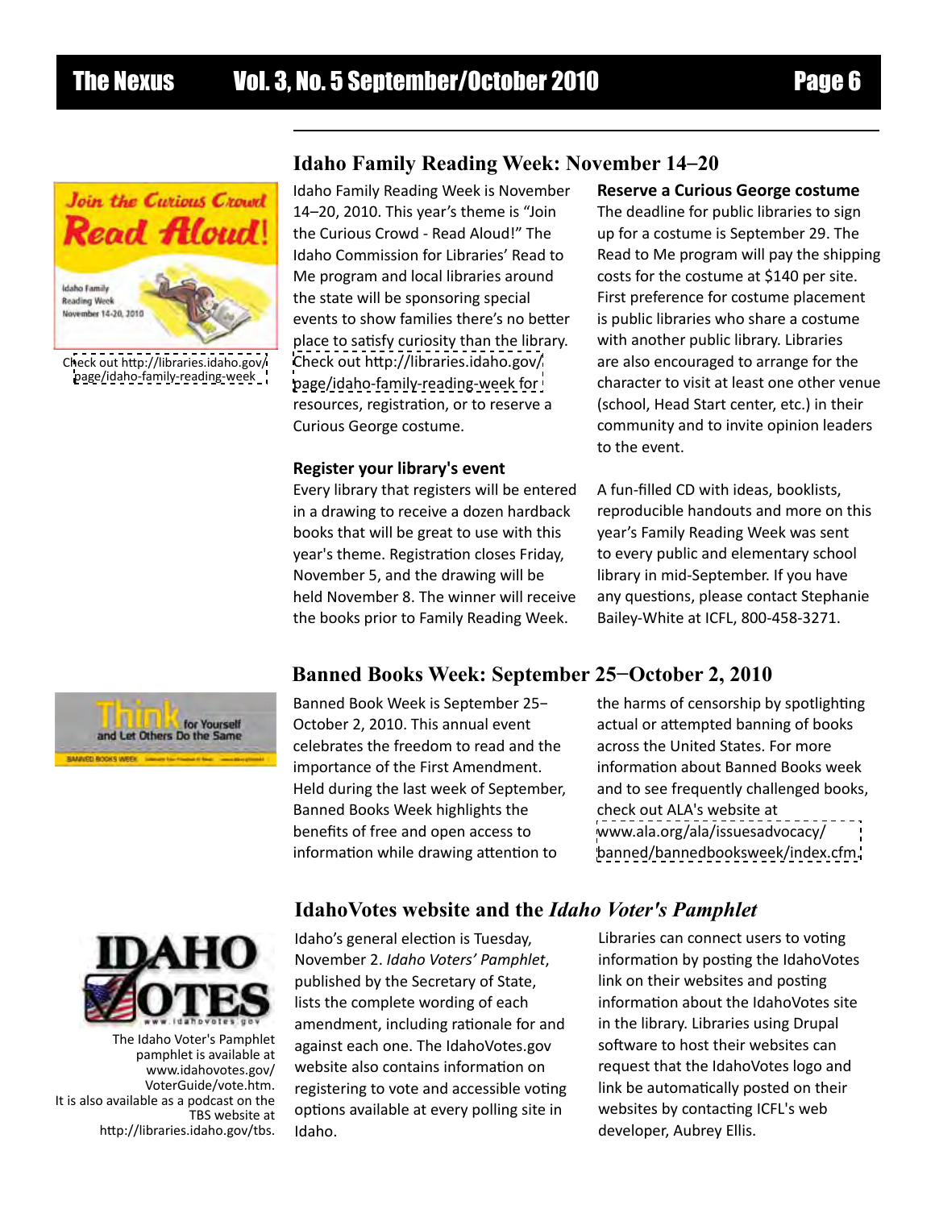## Idaho Family Reading Week: November 14–20

Check out http://libraries.idaho.gov/page/idaho-family-reading-week

Idaho Family Reading Week is November 14–20, 2010. This year's theme is "Join the Curious Crowd - Read Aloud!" The Idaho Commission for Libraries' Read to Me program and local libraries around the state will be sponsoring special events to show families there's no better place to satisfy curiosity than the library. Check out http://libraries.idaho.gov/page/idaho-family-reading-week for resources, registration, or to reserve a Curious George costume.

### Register your library's event

Every library that registers will be entered in a drawing to receive a dozen hardback books that will be great to use with this year's theme. Registration closes Friday, November 5, and the drawing will be held November 8. The winner will receive the books prior to Family Reading Week.

### Reserve a Curious George costume

The deadline for public libraries to sign up for a costume is September 29. The Read to Me program will pay the shipping costs for the costume at $140 per site. First preference for costume placement is public libraries who share a costume with another public library. Libraries are also encouraged to arrange for the character to visit at least one other venue (school, Head Start center, etc.) in their community and to invite opinion leaders to the event.

A fun-filled CD with ideas, booklists, reproducible handouts and more on this year's Family Reading Week was sent to every public and elementary school library in mid-September. If you have any questions, please contact Stephanie Bailey-White at ICFL, 800-458-3271.

## Banned Books Week: September 25–October 2, 2010

Banned Book Week is September 25–October 2, 2010. This annual event celebrates the freedom to read and the importance of the First Amendment. Held during the last week of September, Banned Books Week highlights the benefits of free and open access to information while drawing attention to the harms of censorship by spotlighting actual or attempted banning of books across the United States. For more information about Banned Books week and to see frequently challenged books, check out ALA's website at www.ala.org/ala/issuesadvocacy/banned/bannedbooksweek/index.cfm.

## IdahoVotes website and the *Idaho Voter's Pamphlet*

The Idaho Voter's Pamphlet pamphlet is available at www.idahovotes.gov/VoterGuide/vote.htm. It is also available as a podcast on the TBS website at http://libraries.idaho.gov/tbs.

Idaho's general election is Tuesday, November 2. *Idaho Voters' Pamphlet*, published by the Secretary of State, lists the complete wording of each amendment, including rationale for and against each one. The IdahoVotes.gov website also contains information on registering to vote and accessible voting options available at every polling site in Idaho.

Libraries can connect users to voting information by posting the IdahoVotes link on their websites and posting information about the IdahoVotes site in the library. Libraries using Drupal software to host their websites can request that the IdahoVotes logo and link be automatically posted on their websites by contacting ICFL's web developer, Aubrey Ellis.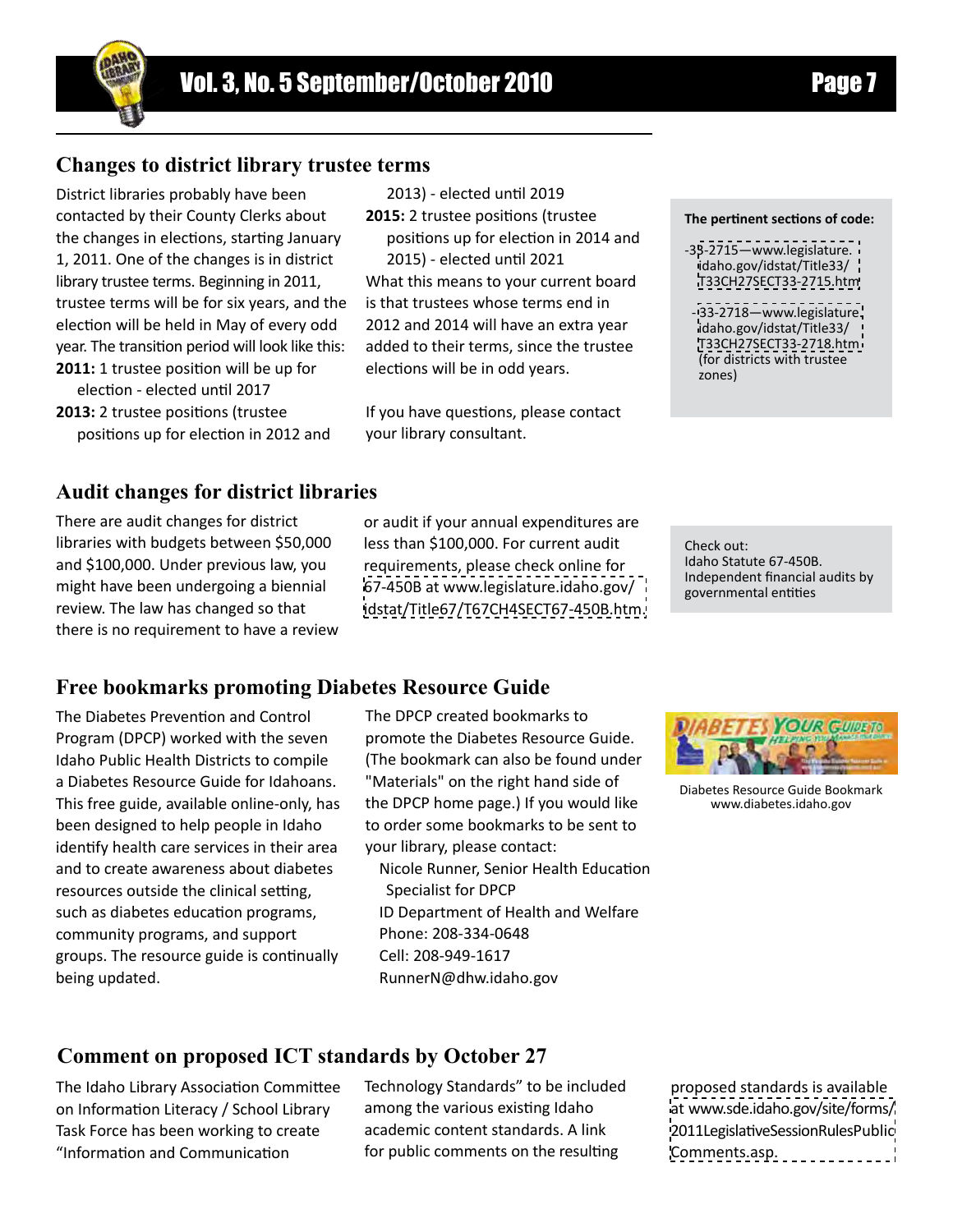## Changes to district library trustee terms

District libraries probably have been contacted by their County Clerks about the changes in elections, starting January 1, 2011. One of the changes is in district library trustee terms. Beginning in 2011, trustee terms will be for six years, and the election will be held in May of every odd year. The transition period will look like this:

**2011:** 1 trustee position will be up for election - elected until 2017

**2013:** 2 trustee positions (trustee positions up for election in 2012 and 2013) - elected until 2019

**2015:** 2 trustee positions (trustee positions up for election in 2014 and 2015) - elected until 2021

What this means to your current board is that trustees whose terms end in 2012 and 2014 will have an extra year added to their terms, since the trustee elections will be in odd years.

If you have questions, please contact your library consultant.

**The pertinent sections of code:**

- 33-2715—www.legislature.idaho.gov/idstat/Title33/T33CH27SECT33-2715.htm
- 33-2718—www.legislature.idaho.gov/idstat/Title33/T33CH27SECT33-2718.htm (for districts with trustee zones)

## Audit changes for district libraries

There are audit changes for district libraries with budgets between $50,000 and $100,000. Under previous law, you might have been undergoing a biennial review. The law has changed so that there is no requirement to have a review or audit if your annual expenditures are less than $100,000. For current audit requirements, please check online for 67-450B at www.legislature.idaho.gov/idstat/Title67/T67CH4SECT67-450B.htm.

Check out:
Idaho Statute 67-450B.
Independent financial audits by governmental entities

## Free bookmarks promoting Diabetes Resource Guide

The Diabetes Prevention and Control Program (DPCP) worked with the seven Idaho Public Health Districts to compile a Diabetes Resource Guide for Idahoans. This free guide, available online-only, has been designed to help people in Idaho identify health care services in their area and to create awareness about diabetes resources outside the clinical setting, such as diabetes education programs, community programs, and support groups. The resource guide is continually being updated.

The DPCP created bookmarks to promote the Diabetes Resource Guide. (The bookmark can also be found under "Materials" on the right hand side of the DPCP home page.) If you would like to order some bookmarks to be sent to your library, please contact:

Nicole Runner, Senior Health Education Specialist for DPCP
ID Department of Health and Welfare
Phone: 208-334-0648
Cell: 208-949-1617
RunnerN@dhw.idaho.gov

Diabetes Resource Guide Bookmark
www.diabetes.idaho.gov

## Comment on proposed ICT standards by October 27

The Idaho Library Association Committee on Information Literacy / School Library Task Force has been working to create "Information and Communication Technology Standards" to be included among the various existing Idaho academic content standards. A link for public comments on the resulting proposed standards is available at www.sde.idaho.gov/site/forms/2011LegislativeSessionRulesPublicComments.asp.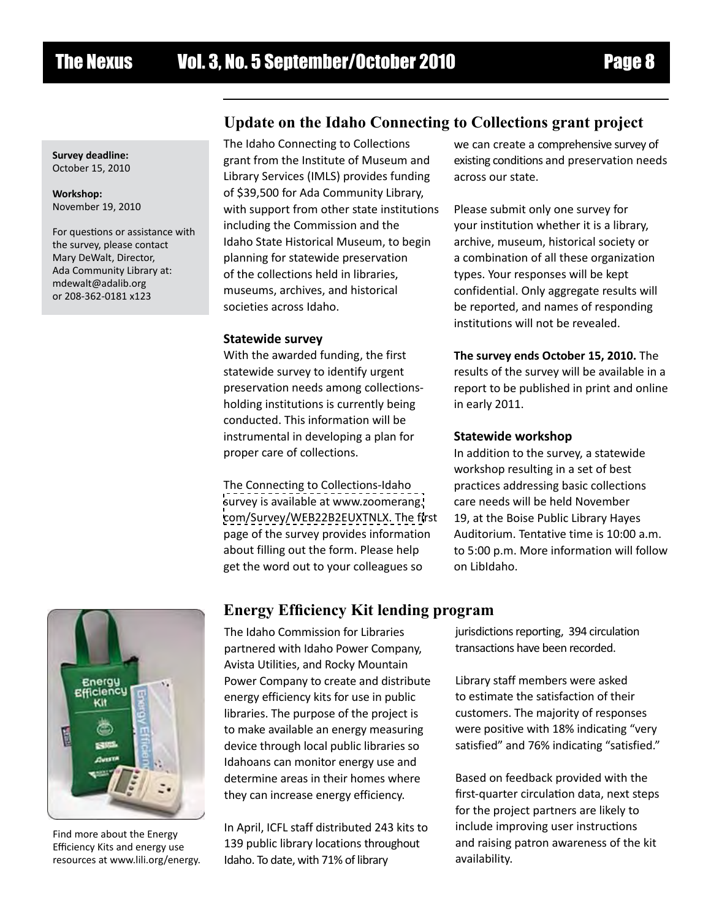## Update on the Idaho Connecting to Collections grant project

**Survey deadline:**
October 15, 2010

**Workshop:**
November 19, 2010

For questions or assistance with the survey, please contact Mary DeWalt, Director, Ada Community Library at: mdewalt@adalib.org or 208-362-0181 x123

The Idaho Connecting to Collections grant from the Institute of Museum and Library Services (IMLS) provides funding of $39,500 for Ada Community Library, with support from other state institutions including the Commission and the Idaho State Historical Museum, to begin planning for statewide preservation of the collections held in libraries, museums, archives, and historical societies across Idaho.

### Statewide survey

With the awarded funding, the first statewide survey to identify urgent preservation needs among collections-holding institutions is currently being conducted. This information will be instrumental in developing a plan for proper care of collections.

The Connecting to Collections-Idaho survey is available at www.zoomerang.com/Survey/WEB22B2EUXTNLX. The first page of the survey provides information about filling out the form. Please help get the word out to your colleagues so we can create a comprehensive survey of existing conditions and preservation needs across our state.

Please submit only one survey for your institution whether it is a library, archive, museum, historical society or a combination of all these organization types. Your responses will be kept confidential. Only aggregate results will be reported, and names of responding institutions will not be revealed.

**The survey ends October 15, 2010.** The results of the survey will be available in a report to be published in print and online in early 2011.

### Statewide workshop

In addition to the survey, a statewide workshop resulting in a set of best practices addressing basic collections care needs will be held November 19, at the Boise Public Library Hayes Auditorium. Tentative time is 10:00 a.m. to 5:00 p.m. More information will follow on LibIdaho.

## Energy Efficiency Kit lending program

Find more about the Energy Efficiency Kits and energy use resources at www.lili.org/energy.

The Idaho Commission for Libraries partnered with Idaho Power Company, Avista Utilities, and Rocky Mountain Power Company to create and distribute energy efficiency kits for use in public libraries. The purpose of the project is to make available an energy measuring device through local public libraries so Idahoans can monitor energy use and determine areas in their homes where they can increase energy efficiency.

In April, ICFL staff distributed 243 kits to 139 public library locations throughout Idaho. To date, with 71% of library jurisdictions reporting, 394 circulation transactions have been recorded.

Library staff members were asked to estimate the satisfaction of their customers. The majority of responses were positive with 18% indicating "very satisfied" and 76% indicating "satisfied."

Based on feedback provided with the first-quarter circulation data, next steps for the project partners are likely to include improving user instructions and raising patron awareness of the kit availability.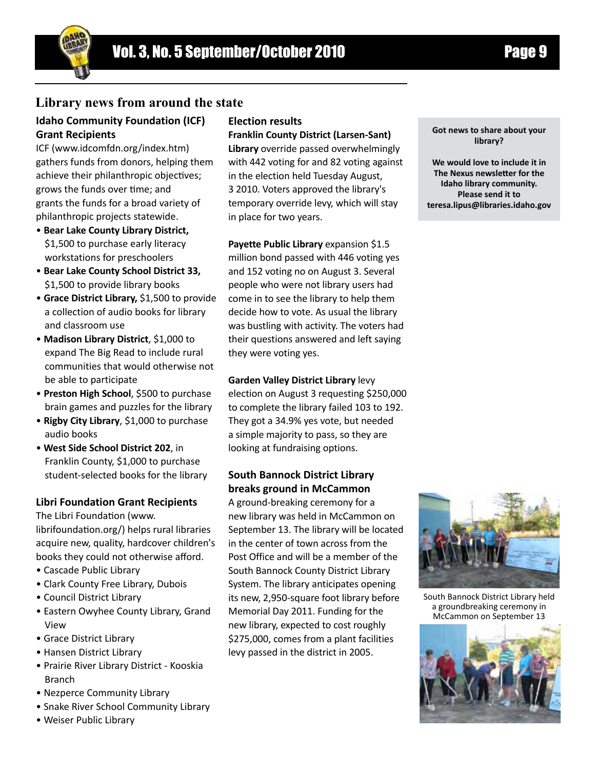## Library news from around the state

### Idaho Community Foundation (ICF) Grant Recipients

ICF (www.idcomfdn.org/index.htm) gathers funds from donors, helping them achieve their philanthropic objectives; grows the funds over time; and grants the funds for a broad variety of philanthropic projects statewide.

- **Bear Lake County Library District,** $1,500 to purchase early literacy workstations for preschoolers
- **Bear Lake County School District 33,** $1,500 to provide library books
- **Grace District Library,** $1,500 to provide a collection of audio books for library and classroom use
- **Madison Library District**, $1,000 to expand The Big Read to include rural communities that would otherwise not be able to participate
- **Preston High School**, $500 to purchase brain games and puzzles for the library
- **Rigby City Library**, $1,000 to purchase audio books
- **West Side School District 202**, in Franklin County, $1,000 to purchase student-selected books for the library

### Libri Foundation Grant Recipients

The Libri Foundation (www.librifoundation.org/) helps rural libraries acquire new, quality, hardcover children's books they could not otherwise afford.

- Cascade Public Library
- Clark County Free Library, Dubois
- Council District Library
- Eastern Owyhee County Library, Grand View
- Grace District Library
- Hansen District Library
- Prairie River Library District - Kooskia Branch
- Nezperce Community Library
- Snake River School Community Library
- Weiser Public Library

### Election results

**Franklin County District (Larsen-Sant) Library** override passed overwhelmingly with 442 voting for and 82 voting against in the election held Tuesday August, 3 2010. Voters approved the library's temporary override levy, which will stay in place for two years.

**Payette Public Library** expansion $1.5 million bond passed with 446 voting yes and 152 voting no on August 3. Several people who were not library users had come in to see the library to help them decide how to vote. As usual the library was bustling with activity. The voters had their questions answered and left saying they were voting yes.

**Garden Valley District Library** levy election on August 3 requesting $250,000 to complete the library failed 103 to 192. They got a 34.9% yes vote, but needed a simple majority to pass, so they are looking at fundraising options.

### South Bannock District Library breaks ground in McCammon

A ground-breaking ceremony for a new library was held in McCammon on September 13. The library will be located in the center of town across from the Post Office and will be a member of the South Bannock County District Library System. The library anticipates opening its new, 2,950-square foot library before Memorial Day 2011. Funding for the new library, expected to cost roughly $275,000, comes from a plant facilities levy passed in the district in 2005.

South Bannock District Library held a groundbreaking ceremony in McCammon on September 13

**Got news to share about your library?**

**We would love to include it in The Nexus newsletter for the Idaho library community. Please send it to teresa.lipus@libraries.idaho.gov**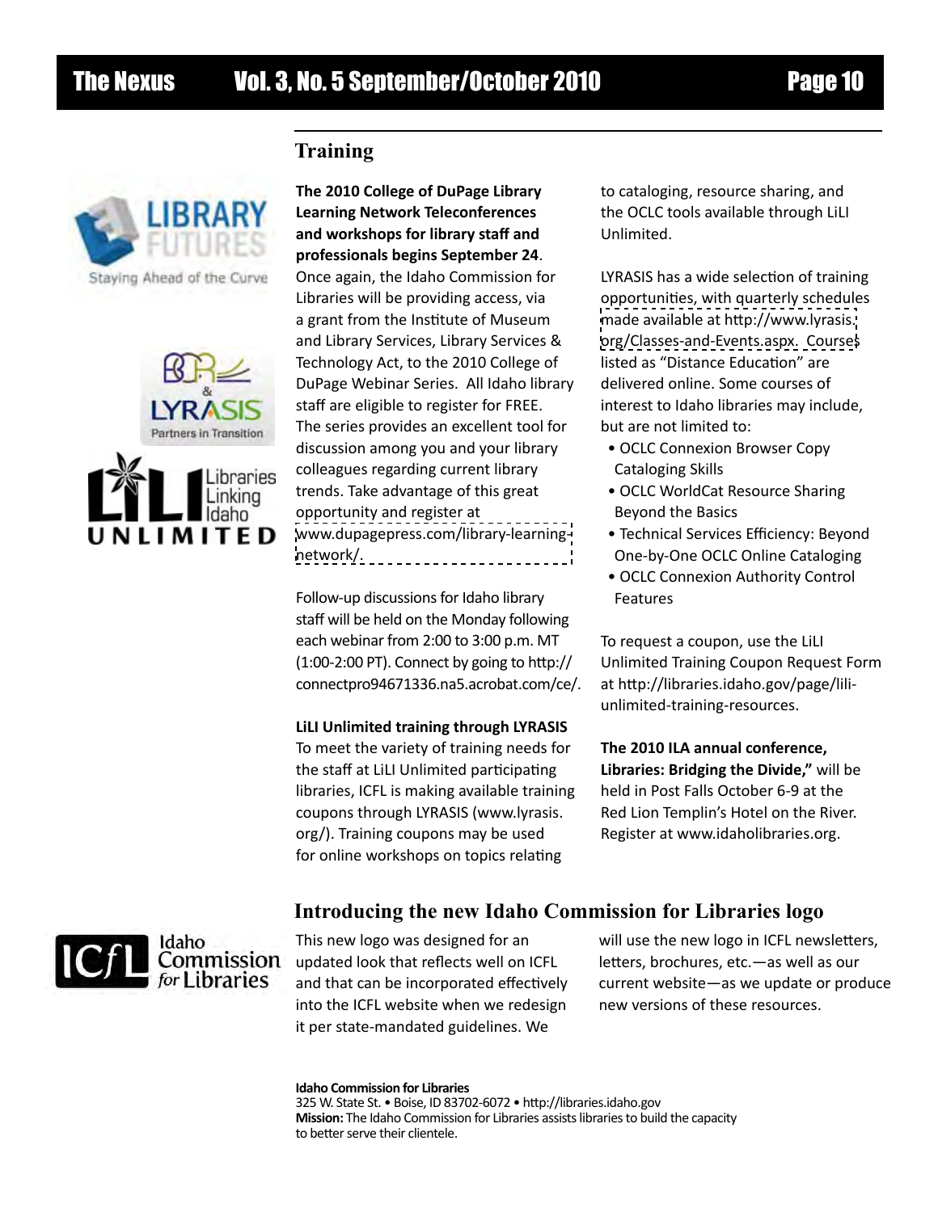## Training

**The 2010 College of DuPage Library Learning Network Teleconferences and workshops for library staff and professionals begins September 24**. Once again, the Idaho Commission for Libraries will be providing access, via a grant from the Institute of Museum and Library Services, Library Services & Technology Act, to the 2010 College of DuPage Webinar Series. All Idaho library staff are eligible to register for FREE. The series provides an excellent tool for discussion among you and your library colleagues regarding current library trends. Take advantage of this great opportunity and register at www.dupagepress.com/library-learning-network/.

Follow-up discussions for Idaho library staff will be held on the Monday following each webinar from 2:00 to 3:00 p.m. MT (1:00-2:00 PT). Connect by going to http://connectpro94671336.na5.acrobat.com/ce/.

**LiLI Unlimited training through LYRASIS**
To meet the variety of training needs for the staff at LiLI Unlimited participating libraries, ICFL is making available training coupons through LYRASIS (www.lyrasis.org/). Training coupons may be used for online workshops on topics relating to cataloging, resource sharing, and the OCLC tools available through LiLI Unlimited.

LYRASIS has a wide selection of training opportunities, with quarterly schedules made available at http://www.lyrasis.org/Classes-and-Events.aspx. Courses listed as "Distance Education" are delivered online. Some courses of interest to Idaho libraries may include, but are not limited to:

- OCLC Connexion Browser Copy Cataloging Skills
- OCLC WorldCat Resource Sharing Beyond the Basics
- Technical Services Efficiency: Beyond One-by-One OCLC Online Cataloging
- OCLC Connexion Authority Control Features

To request a coupon, use the LiLI Unlimited Training Coupon Request Form at http://libraries.idaho.gov/page/lili-unlimited-training-resources.

**The 2010 ILA annual conference, Libraries: Bridging the Divide,"** will be held in Post Falls October 6-9 at the Red Lion Templin's Hotel on the River. Register at www.idaholibraries.org.

## Introducing the new Idaho Commission for Libraries logo

This new logo was designed for an updated look that reflects well on ICFL and that can be incorporated effectively into the ICFL website when we redesign it per state-mandated guidelines. We will use the new logo in ICFL newsletters, letters, brochures, etc.—as well as our current website—as we update or produce new versions of these resources.

**Idaho Commission for Libraries**
325 W. State St. • Boise, ID 83702-6072 • http://libraries.idaho.gov
**Mission:** The Idaho Commission for Libraries assists libraries to build the capacity to better serve their clientele.